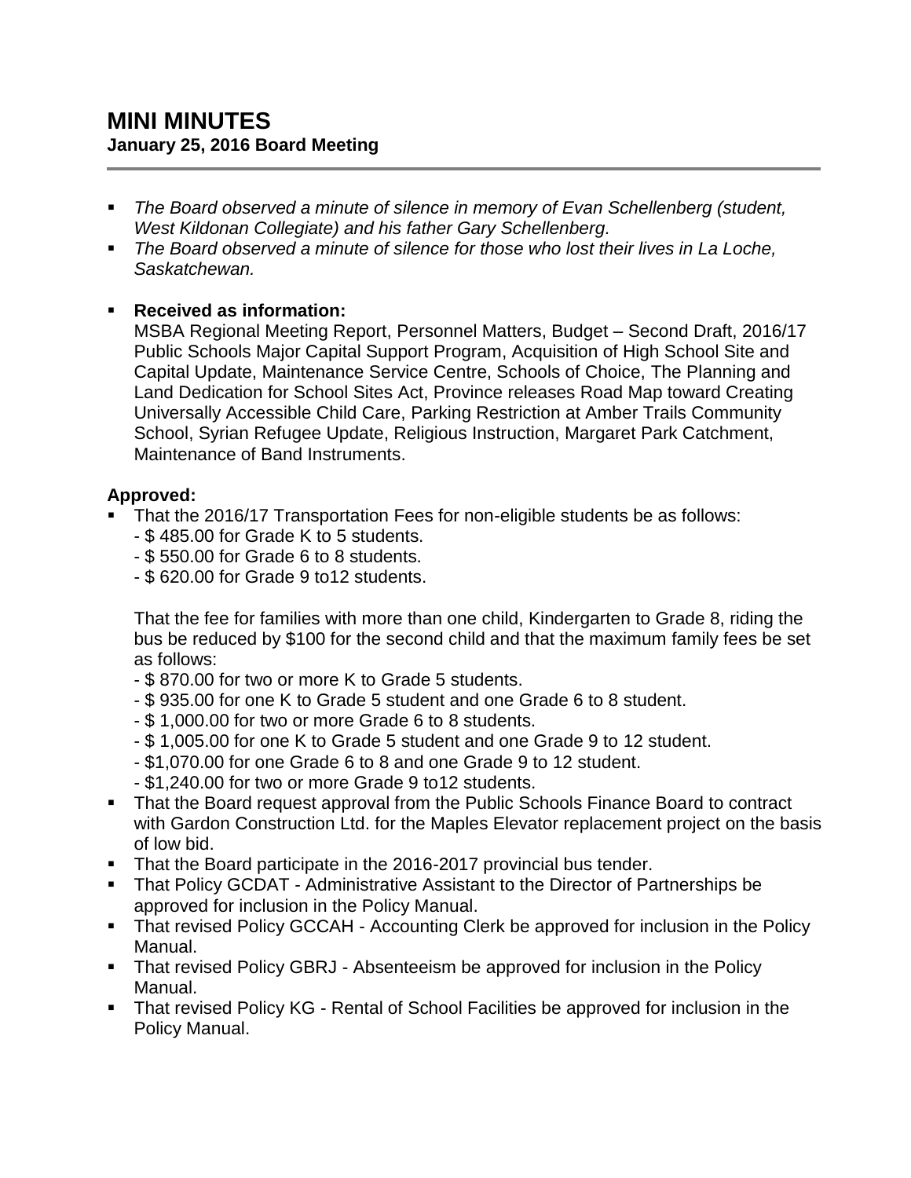# MINI MINUTES

**January 25, 2016 Board Meeting**

- *The Board observed a minute of silence in memory of Evan Schellenberg (student, West Kildonan Collegiate) and his father Gary Schellenberg.*
- *The Board observed a minute of silence for those who lost their lives in La Loche, Saskatchewan.*

- **Received as information:**
  MSBA Regional Meeting Report, Personnel Matters, Budget – Second Draft, 2016/17 Public Schools Major Capital Support Program, Acquisition of High School Site and Capital Update, Maintenance Service Centre, Schools of Choice, The Planning and Land Dedication for School Sites Act, Province releases Road Map toward Creating Universally Accessible Child Care, Parking Restriction at Amber Trails Community School, Syrian Refugee Update, Religious Instruction, Margaret Park Catchment, Maintenance of Band Instruments.

**Approved:**

- That the 2016/17 Transportation Fees for non-eligible students be as follows:
  - $ 485.00 for Grade K to 5 students.
  - $ 550.00 for Grade 6 to 8 students.
  - $ 620.00 for Grade 9 to12 students.

  That the fee for families with more than one child, Kindergarten to Grade 8, riding the bus be reduced by $100 for the second child and that the maximum family fees be set as follows:
  - $ 870.00 for two or more K to Grade 5 students.
  - $ 935.00 for one K to Grade 5 student and one Grade 6 to 8 student.
  - $ 1,000.00 for two or more Grade 6 to 8 students.
  - $ 1,005.00 for one K to Grade 5 student and one Grade 9 to 12 student.
  - $1,070.00 for one Grade 6 to 8 and one Grade 9 to 12 student.
  - $1,240.00 for two or more Grade 9 to12 students.
- That the Board request approval from the Public Schools Finance Board to contract with Gardon Construction Ltd. for the Maples Elevator replacement project on the basis of low bid.
- That the Board participate in the 2016-2017 provincial bus tender.
- That Policy GCDAT - Administrative Assistant to the Director of Partnerships be approved for inclusion in the Policy Manual.
- That revised Policy GCCAH - Accounting Clerk be approved for inclusion in the Policy Manual.
- That revised Policy GBRJ - Absenteeism be approved for inclusion in the Policy Manual.
- That revised Policy KG - Rental of School Facilities be approved for inclusion in the Policy Manual.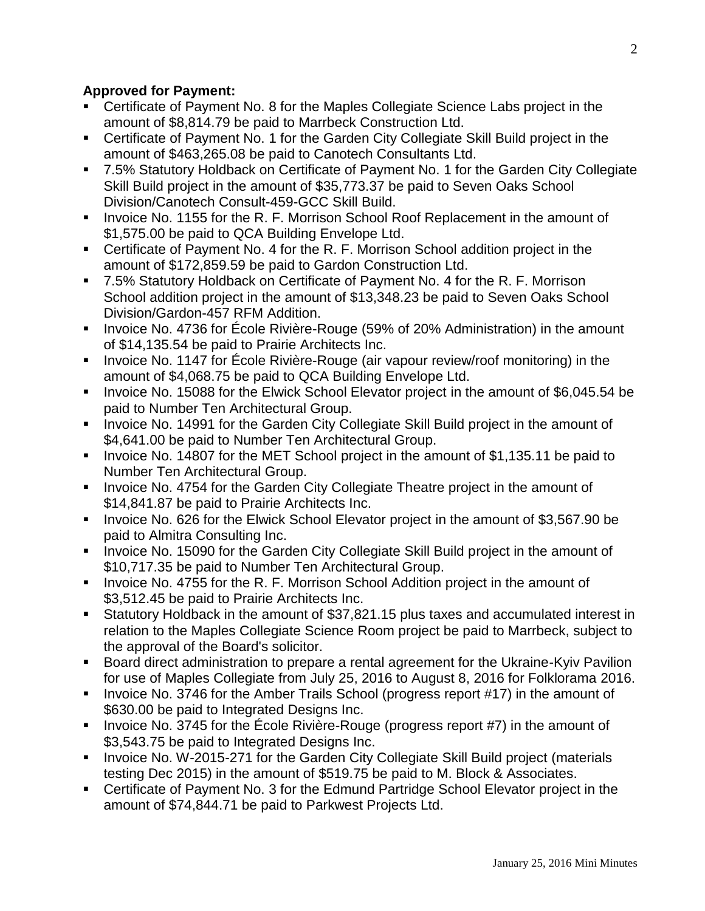**Approved for Payment:**

- Certificate of Payment No. 8 for the Maples Collegiate Science Labs project in the amount of $8,814.79 be paid to Marrbeck Construction Ltd.
- Certificate of Payment No. 1 for the Garden City Collegiate Skill Build project in the amount of $463,265.08 be paid to Canotech Consultants Ltd.
- 7.5% Statutory Holdback on Certificate of Payment No. 1 for the Garden City Collegiate Skill Build project in the amount of $35,773.37 be paid to Seven Oaks School Division/Canotech Consult-459-GCC Skill Build.
- Invoice No. 1155 for the R. F. Morrison School Roof Replacement in the amount of $1,575.00 be paid to QCA Building Envelope Ltd.
- Certificate of Payment No. 4 for the R. F. Morrison School addition project in the amount of $172,859.59 be paid to Gardon Construction Ltd.
- 7.5% Statutory Holdback on Certificate of Payment No. 4 for the R. F. Morrison School addition project in the amount of $13,348.23 be paid to Seven Oaks School Division/Gardon-457 RFM Addition.
- Invoice No. 4736 for École Rivière-Rouge (59% of 20% Administration) in the amount of $14,135.54 be paid to Prairie Architects Inc.
- Invoice No. 1147 for École Rivière-Rouge (air vapour review/roof monitoring) in the amount of $4,068.75 be paid to QCA Building Envelope Ltd.
- Invoice No. 15088 for the Elwick School Elevator project in the amount of $6,045.54 be paid to Number Ten Architectural Group.
- Invoice No. 14991 for the Garden City Collegiate Skill Build project in the amount of $4,641.00 be paid to Number Ten Architectural Group.
- Invoice No. 14807 for the MET School project in the amount of $1,135.11 be paid to Number Ten Architectural Group.
- Invoice No. 4754 for the Garden City Collegiate Theatre project in the amount of $14,841.87 be paid to Prairie Architects Inc.
- Invoice No. 626 for the Elwick School Elevator project in the amount of $3,567.90 be paid to Almitra Consulting Inc.
- Invoice No. 15090 for the Garden City Collegiate Skill Build project in the amount of $10,717.35 be paid to Number Ten Architectural Group.
- Invoice No. 4755 for the R. F. Morrison School Addition project in the amount of $3,512.45 be paid to Prairie Architects Inc.
- Statutory Holdback in the amount of $37,821.15 plus taxes and accumulated interest in relation to the Maples Collegiate Science Room project be paid to Marrbeck, subject to the approval of the Board's solicitor.
- Board direct administration to prepare a rental agreement for the Ukraine-Kyiv Pavilion for use of Maples Collegiate from July 25, 2016 to August 8, 2016 for Folklorama 2016.
- Invoice No. 3746 for the Amber Trails School (progress report #17) in the amount of $630.00 be paid to Integrated Designs Inc.
- Invoice No. 3745 for the École Rivière-Rouge (progress report #7) in the amount of $3,543.75 be paid to Integrated Designs Inc.
- Invoice No. W-2015-271 for the Garden City Collegiate Skill Build project (materials testing Dec 2015) in the amount of $519.75 be paid to M. Block & Associates.
- Certificate of Payment No. 3 for the Edmund Partridge School Elevator project in the amount of $74,844.71 be paid to Parkwest Projects Ltd.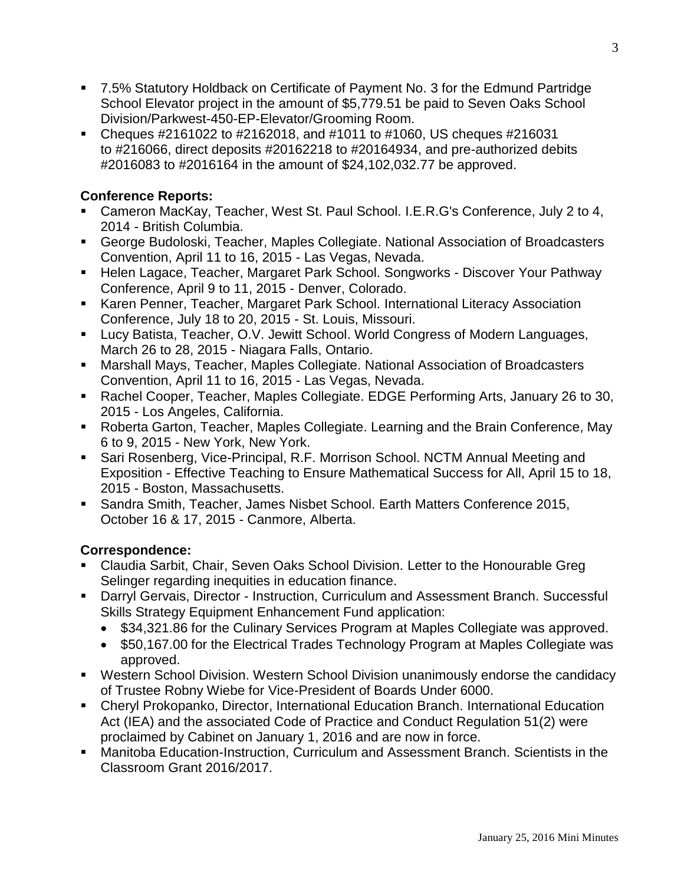- 7.5% Statutory Holdback on Certificate of Payment No. 3 for the Edmund Partridge School Elevator project in the amount of $5,779.51 be paid to Seven Oaks School Division/Parkwest-450-EP-Elevator/Grooming Room.
- Cheques #2161022 to #2162018, and #1011 to #1060, US cheques #216031 to #216066, direct deposits #20162218 to #20164934, and pre-authorized debits #2016083 to #2016164 in the amount of $24,102,032.77 be approved.

**Conference Reports:**

- Cameron MacKay, Teacher, West St. Paul School. I.E.R.G's Conference, July 2 to 4, 2014 - British Columbia.
- George Budoloski, Teacher, Maples Collegiate. National Association of Broadcasters Convention, April 11 to 16, 2015 - Las Vegas, Nevada.
- Helen Lagace, Teacher, Margaret Park School. Songworks - Discover Your Pathway Conference, April 9 to 11, 2015 - Denver, Colorado.
- Karen Penner, Teacher, Margaret Park School. International Literacy Association Conference, July 18 to 20, 2015 - St. Louis, Missouri.
- Lucy Batista, Teacher, O.V. Jewitt School. World Congress of Modern Languages, March 26 to 28, 2015 - Niagara Falls, Ontario.
- Marshall Mays, Teacher, Maples Collegiate. National Association of Broadcasters Convention, April 11 to 16, 2015 - Las Vegas, Nevada.
- Rachel Cooper, Teacher, Maples Collegiate. EDGE Performing Arts, January 26 to 30, 2015 - Los Angeles, California.
- Roberta Garton, Teacher, Maples Collegiate. Learning and the Brain Conference, May 6 to 9, 2015 - New York, New York.
- Sari Rosenberg, Vice-Principal, R.F. Morrison School. NCTM Annual Meeting and Exposition - Effective Teaching to Ensure Mathematical Success for All, April 15 to 18, 2015 - Boston, Massachusetts.
- Sandra Smith, Teacher, James Nisbet School. Earth Matters Conference 2015, October 16 & 17, 2015 - Canmore, Alberta.

**Correspondence:**

- Claudia Sarbit, Chair, Seven Oaks School Division. Letter to the Honourable Greg Selinger regarding inequities in education finance.
- Darryl Gervais, Director - Instruction, Curriculum and Assessment Branch. Successful Skills Strategy Equipment Enhancement Fund application:
  - $34,321.86 for the Culinary Services Program at Maples Collegiate was approved.
  - $50,167.00 for the Electrical Trades Technology Program at Maples Collegiate was approved.
- Western School Division. Western School Division unanimously endorse the candidacy of Trustee Robny Wiebe for Vice-President of Boards Under 6000.
- Cheryl Prokopanko, Director, International Education Branch. International Education Act (IEA) and the associated Code of Practice and Conduct Regulation 51(2) were proclaimed by Cabinet on January 1, 2016 and are now in force.
- Manitoba Education-Instruction, Curriculum and Assessment Branch. Scientists in the Classroom Grant 2016/2017.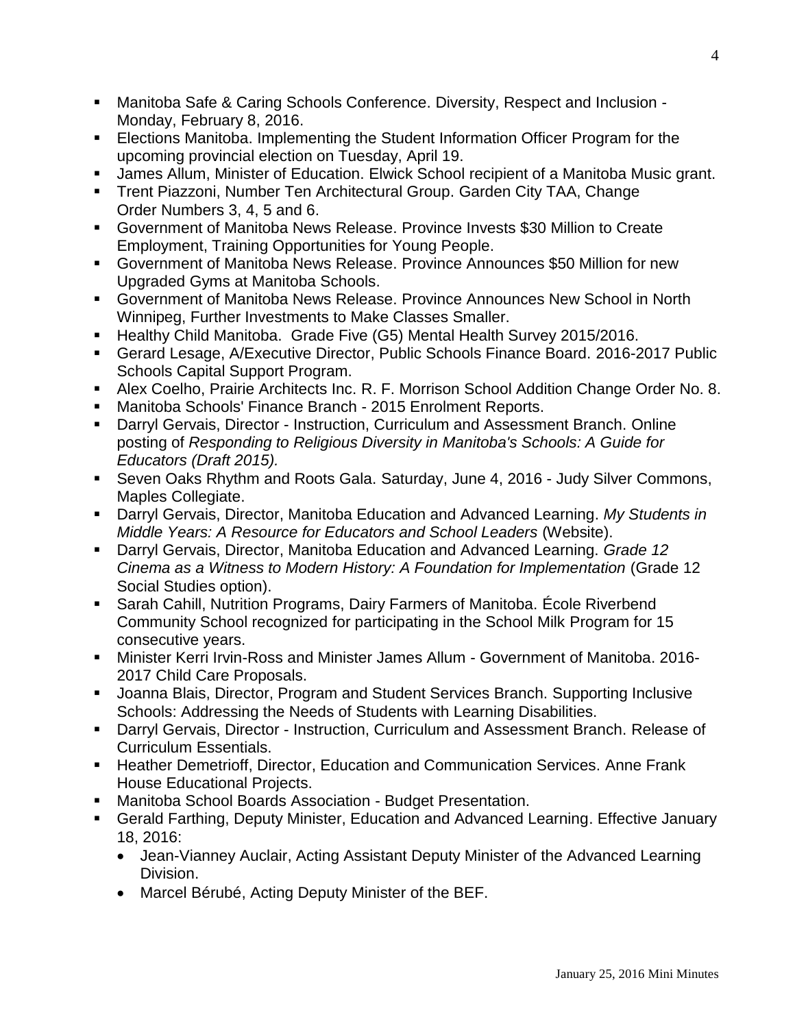- Manitoba Safe & Caring Schools Conference. Diversity, Respect and Inclusion - Monday, February 8, 2016.
- Elections Manitoba. Implementing the Student Information Officer Program for the upcoming provincial election on Tuesday, April 19.
- James Allum, Minister of Education. Elwick School recipient of a Manitoba Music grant.
- Trent Piazzoni, Number Ten Architectural Group. Garden City TAA, Change Order Numbers 3, 4, 5 and 6.
- Government of Manitoba News Release. Province Invests $30 Million to Create Employment, Training Opportunities for Young People.
- Government of Manitoba News Release. Province Announces $50 Million for new Upgraded Gyms at Manitoba Schools.
- Government of Manitoba News Release. Province Announces New School in North Winnipeg, Further Investments to Make Classes Smaller.
- Healthy Child Manitoba. Grade Five (G5) Mental Health Survey 2015/2016.
- Gerard Lesage, A/Executive Director, Public Schools Finance Board. 2016-2017 Public Schools Capital Support Program.
- Alex Coelho, Prairie Architects Inc. R. F. Morrison School Addition Change Order No. 8.
- Manitoba Schools' Finance Branch - 2015 Enrolment Reports.
- Darryl Gervais, Director - Instruction, Curriculum and Assessment Branch. Online posting of *Responding to Religious Diversity in Manitoba's Schools: A Guide for Educators (Draft 2015).*
- Seven Oaks Rhythm and Roots Gala. Saturday, June 4, 2016 - Judy Silver Commons, Maples Collegiate.
- Darryl Gervais, Director, Manitoba Education and Advanced Learning. *My Students in Middle Years: A Resource for Educators and School Leaders* (Website).
- Darryl Gervais, Director, Manitoba Education and Advanced Learning. *Grade 12 Cinema as a Witness to Modern History: A Foundation for Implementation* (Grade 12 Social Studies option).
- Sarah Cahill, Nutrition Programs, Dairy Farmers of Manitoba. École Riverbend Community School recognized for participating in the School Milk Program for 15 consecutive years.
- Minister Kerri Irvin-Ross and Minister James Allum - Government of Manitoba. 2016-2017 Child Care Proposals.
- Joanna Blais, Director, Program and Student Services Branch. Supporting Inclusive Schools: Addressing the Needs of Students with Learning Disabilities.
- Darryl Gervais, Director - Instruction, Curriculum and Assessment Branch. Release of Curriculum Essentials.
- Heather Demetrioff, Director, Education and Communication Services. Anne Frank House Educational Projects.
- Manitoba School Boards Association - Budget Presentation.
- Gerald Farthing, Deputy Minister, Education and Advanced Learning. Effective January 18, 2016:
  - Jean-Vianney Auclair, Acting Assistant Deputy Minister of the Advanced Learning Division.
  - Marcel Bérubé, Acting Deputy Minister of the BEF.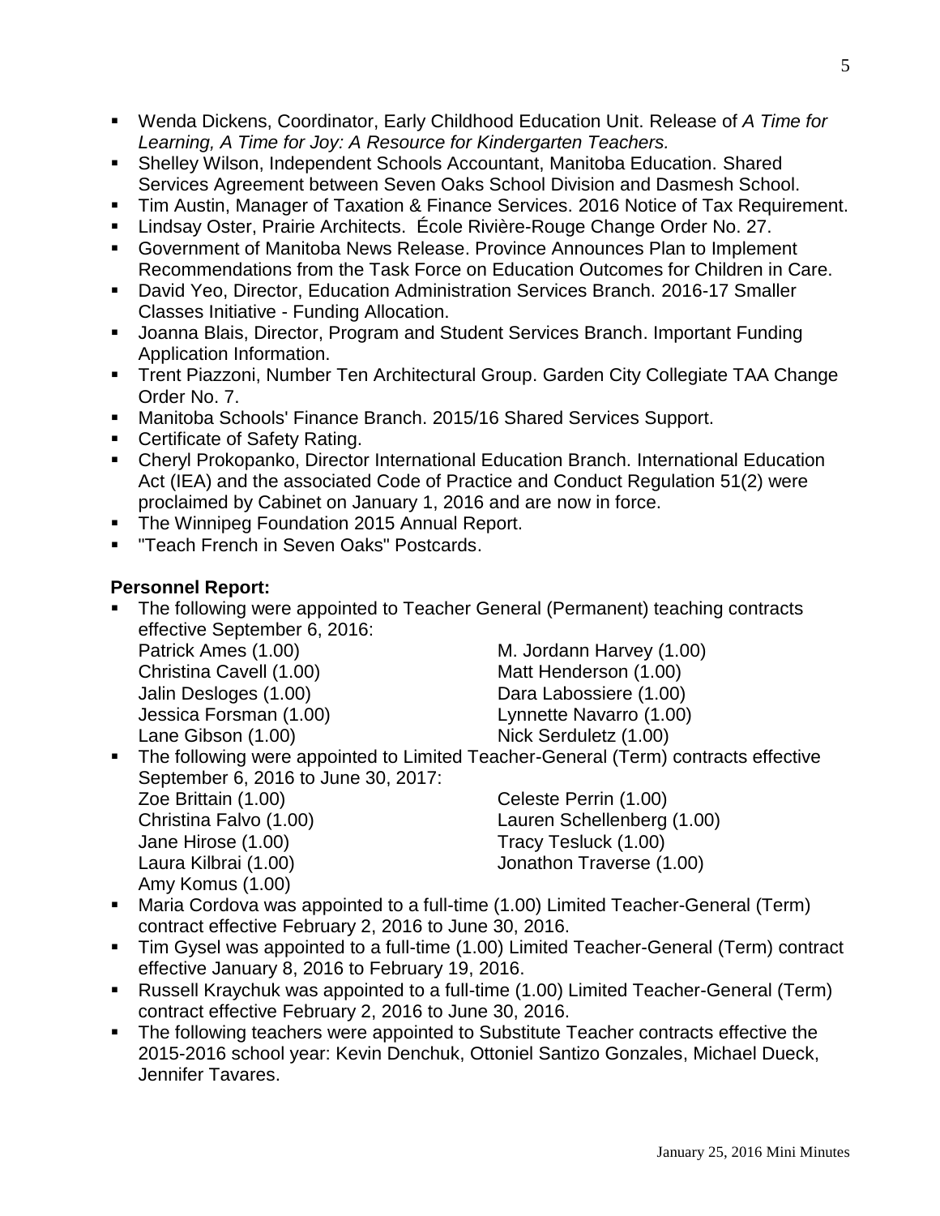- Wenda Dickens, Coordinator, Early Childhood Education Unit. Release of *A Time for Learning, A Time for Joy: A Resource for Kindergarten Teachers.*
- Shelley Wilson, Independent Schools Accountant, Manitoba Education. Shared Services Agreement between Seven Oaks School Division and Dasmesh School.
- Tim Austin, Manager of Taxation & Finance Services. 2016 Notice of Tax Requirement.
- Lindsay Oster, Prairie Architects. École Rivière-Rouge Change Order No. 27.
- Government of Manitoba News Release. Province Announces Plan to Implement Recommendations from the Task Force on Education Outcomes for Children in Care.
- David Yeo, Director, Education Administration Services Branch. 2016-17 Smaller Classes Initiative - Funding Allocation.
- Joanna Blais, Director, Program and Student Services Branch. Important Funding Application Information.
- Trent Piazzoni, Number Ten Architectural Group. Garden City Collegiate TAA Change Order No. 7.
- Manitoba Schools' Finance Branch. 2015/16 Shared Services Support.
- Certificate of Safety Rating.
- Cheryl Prokopanko, Director International Education Branch. International Education Act (IEA) and the associated Code of Practice and Conduct Regulation 51(2) were proclaimed by Cabinet on January 1, 2016 and are now in force.
- The Winnipeg Foundation 2015 Annual Report.
- "Teach French in Seven Oaks" Postcards.

**Personnel Report:**

- The following were appointed to Teacher General (Permanent) teaching contracts effective September 6, 2016:
  Patrick Ames (1.00)
  Christina Cavell (1.00)
  Jalin Desloges (1.00)
  Jessica Forsman (1.00)
  Lane Gibson (1.00)
  M. Jordann Harvey (1.00)
  Matt Henderson (1.00)
  Dara Labossiere (1.00)
  Lynnette Navarro (1.00)
  Nick Serduletz (1.00)
- The following were appointed to Limited Teacher-General (Term) contracts effective September 6, 2016 to June 30, 2017:
  Zoe Brittain (1.00)
  Christina Falvo (1.00)
  Jane Hirose (1.00)
  Laura Kilbrai (1.00)
  Amy Komus (1.00)
  Celeste Perrin (1.00)
  Lauren Schellenberg (1.00)
  Tracy Tesluck (1.00)
  Jonathon Traverse (1.00)
- Maria Cordova was appointed to a full-time (1.00) Limited Teacher-General (Term) contract effective February 2, 2016 to June 30, 2016.
- Tim Gysel was appointed to a full-time (1.00) Limited Teacher-General (Term) contract effective January 8, 2016 to February 19, 2016.
- Russell Kraychuk was appointed to a full-time (1.00) Limited Teacher-General (Term) contract effective February 2, 2016 to June 30, 2016.
- The following teachers were appointed to Substitute Teacher contracts effective the 2015-2016 school year: Kevin Denchuk, Ottoniel Santizo Gonzales, Michael Dueck, Jennifer Tavares.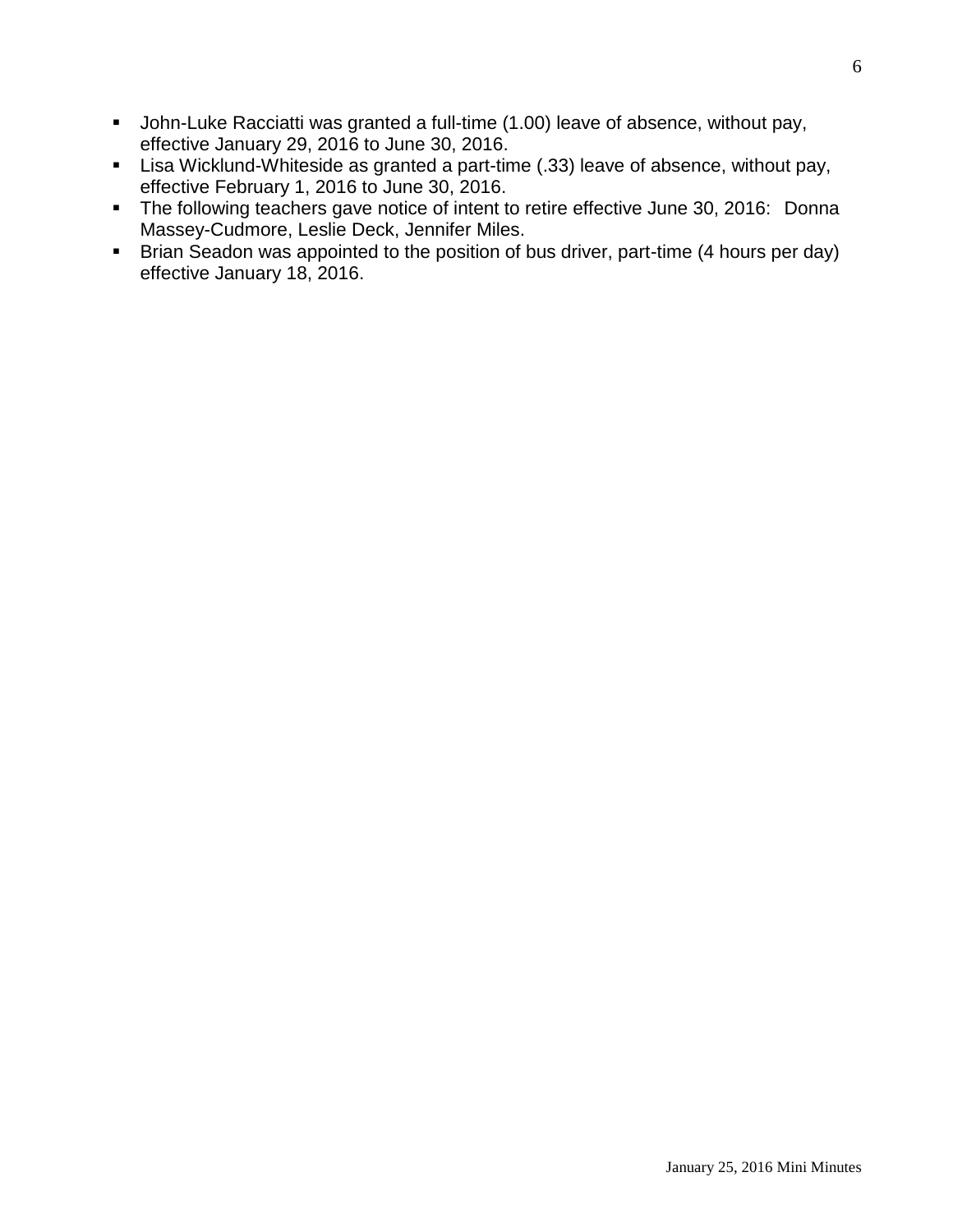- John-Luke Racciatti was granted a full-time (1.00) leave of absence, without pay, effective January 29, 2016 to June 30, 2016.
- Lisa Wicklund-Whiteside as granted a part-time (.33) leave of absence, without pay, effective February 1, 2016 to June 30, 2016.
- The following teachers gave notice of intent to retire effective June 30, 2016: Donna Massey-Cudmore, Leslie Deck, Jennifer Miles.
- Brian Seadon was appointed to the position of bus driver, part-time (4 hours per day) effective January 18, 2016.